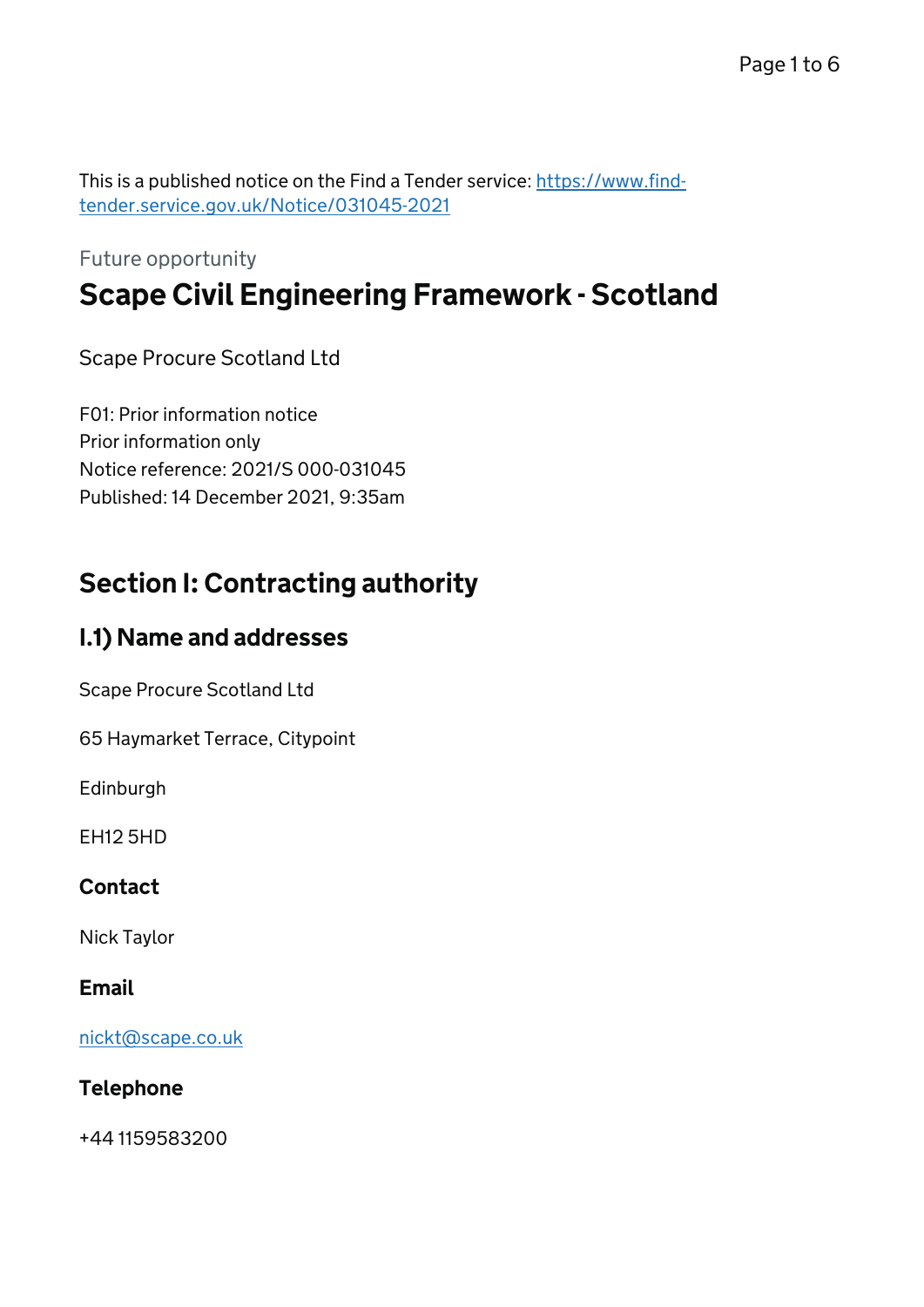This is a published notice on the Find a Tender service: https://www.find-tender.service.gov.uk/Notice/031045-2021

Future opportunity

# Scape Civil Engineering Framework - Scotland

Scape Procure Scotland Ltd

F01: Prior information notice
Prior information only
Notice reference: 2021/S 000-031045
Published: 14 December 2021, 9:35am

## Section I: Contracting authority

### I.1) Name and addresses

Scape Procure Scotland Ltd

65 Haymarket Terrace, Citypoint

Edinburgh

EH12 5HD

#### Contact

Nick Taylor

#### Email

nickt@scape.co.uk

#### Telephone

+44 1159583200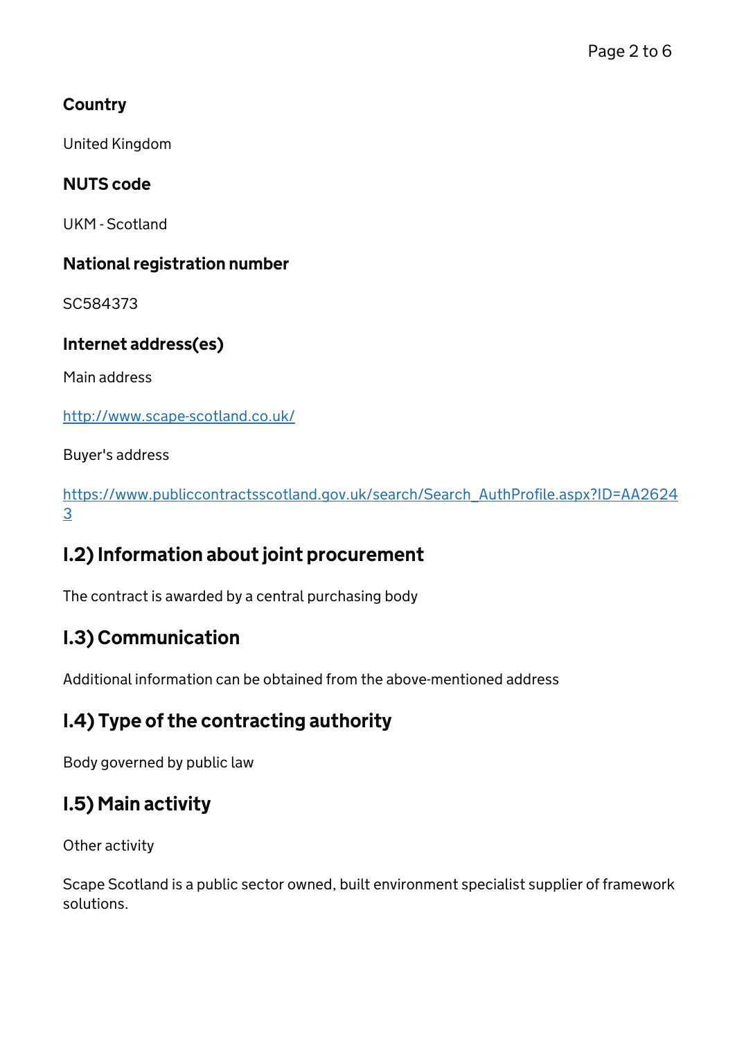### Country

United Kingdom

### NUTS code

UKM - Scotland

### National registration number

SC584373

### Internet address(es)

Main address

http://www.scape-scotland.co.uk/

Buyer's address

https://www.publiccontractsscotland.gov.uk/search/Search_AuthProfile.aspx?ID=AA26243

## I.2) Information about joint procurement

The contract is awarded by a central purchasing body

## I.3) Communication

Additional information can be obtained from the above-mentioned address

## I.4) Type of the contracting authority

Body governed by public law

## I.5) Main activity

Other activity

Scape Scotland is a public sector owned, built environment specialist supplier of framework solutions.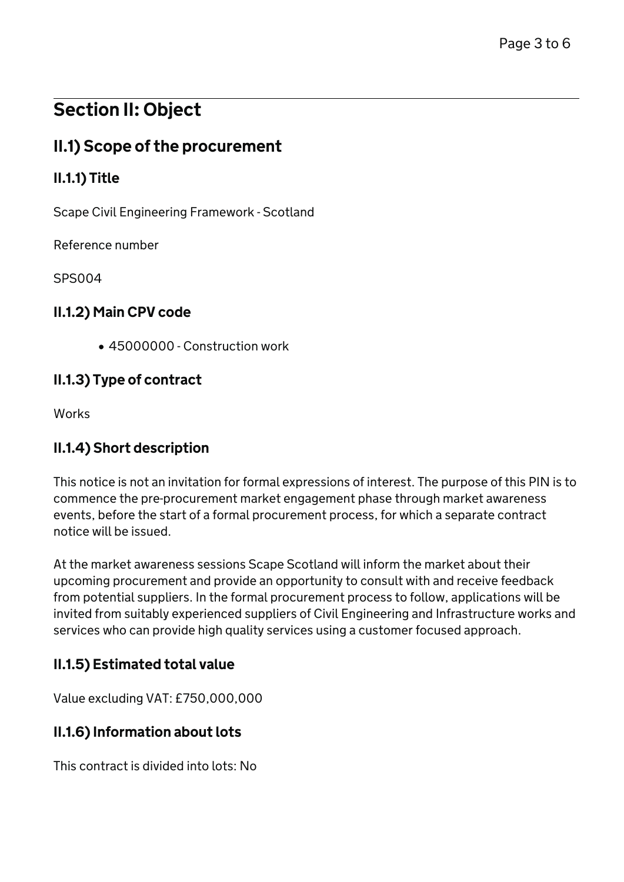## Section II: Object

### II.1) Scope of the procurement

#### II.1.1) Title

Scape Civil Engineering Framework - Scotland

Reference number

SPS004

#### II.1.2) Main CPV code

- 45000000 - Construction work

#### II.1.3) Type of contract

Works

#### II.1.4) Short description

This notice is not an invitation for formal expressions of interest. The purpose of this PIN is to commence the pre-procurement market engagement phase through market awareness events, before the start of a formal procurement process, for which a separate contract notice will be issued.

At the market awareness sessions Scape Scotland will inform the market about their upcoming procurement and provide an opportunity to consult with and receive feedback from potential suppliers. In the formal procurement process to follow, applications will be invited from suitably experienced suppliers of Civil Engineering and Infrastructure works and services who can provide high quality services using a customer focused approach.

#### II.1.5) Estimated total value

Value excluding VAT: £750,000,000

#### II.1.6) Information about lots

This contract is divided into lots: No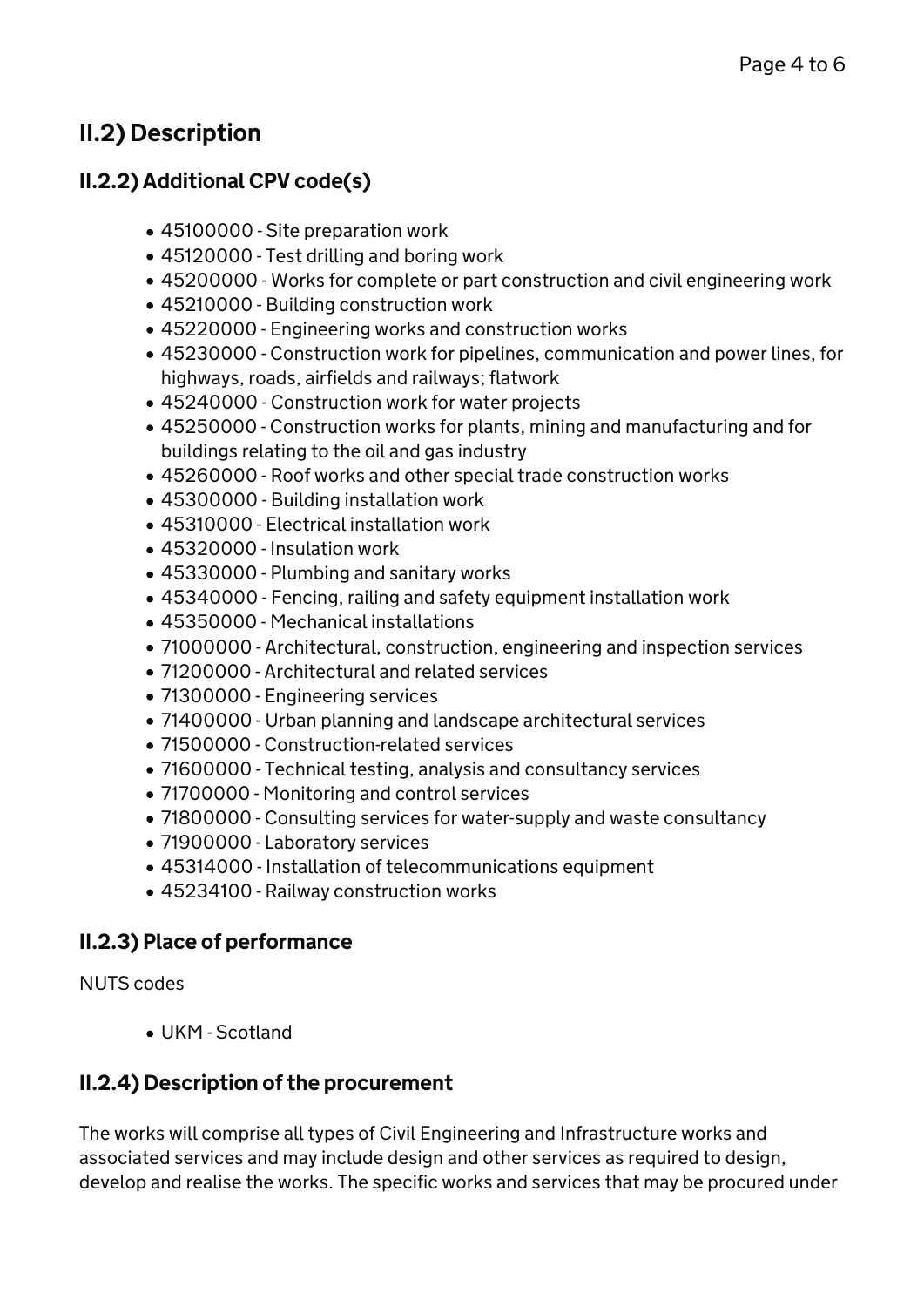## II.2) Description

### II.2.2) Additional CPV code(s)

- 45100000 - Site preparation work
- 45120000 - Test drilling and boring work
- 45200000 - Works for complete or part construction and civil engineering work
- 45210000 - Building construction work
- 45220000 - Engineering works and construction works
- 45230000 - Construction work for pipelines, communication and power lines, for highways, roads, airfields and railways; flatwork
- 45240000 - Construction work for water projects
- 45250000 - Construction works for plants, mining and manufacturing and for buildings relating to the oil and gas industry
- 45260000 - Roof works and other special trade construction works
- 45300000 - Building installation work
- 45310000 - Electrical installation work
- 45320000 - Insulation work
- 45330000 - Plumbing and sanitary works
- 45340000 - Fencing, railing and safety equipment installation work
- 45350000 - Mechanical installations
- 71000000 - Architectural, construction, engineering and inspection services
- 71200000 - Architectural and related services
- 71300000 - Engineering services
- 71400000 - Urban planning and landscape architectural services
- 71500000 - Construction-related services
- 71600000 - Technical testing, analysis and consultancy services
- 71700000 - Monitoring and control services
- 71800000 - Consulting services for water-supply and waste consultancy
- 71900000 - Laboratory services
- 45314000 - Installation of telecommunications equipment
- 45234100 - Railway construction works

### II.2.3) Place of performance

NUTS codes

- UKM - Scotland

### II.2.4) Description of the procurement

The works will comprise all types of Civil Engineering and Infrastructure works and associated services and may include design and other services as required to design, develop and realise the works. The specific works and services that may be procured under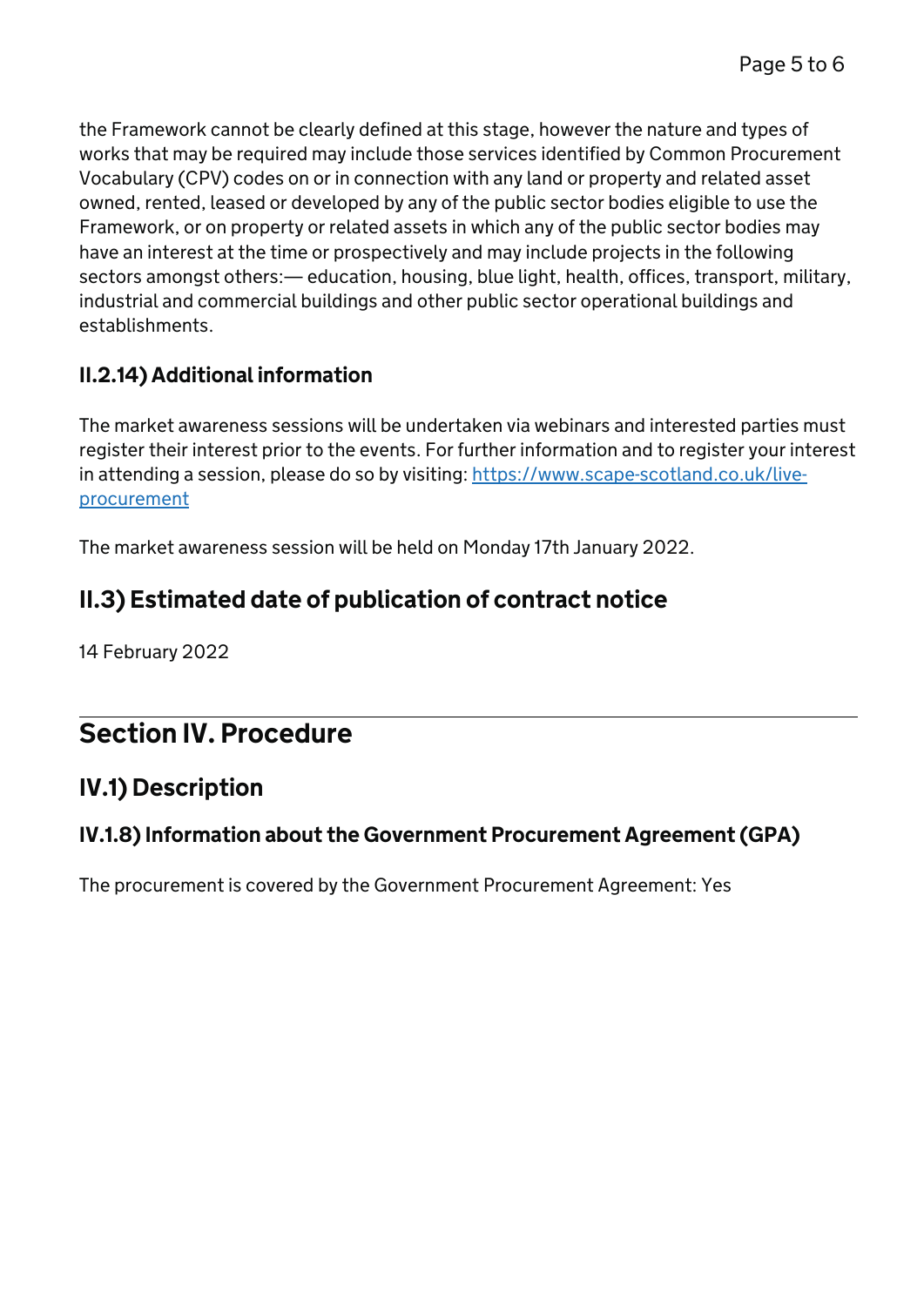the Framework cannot be clearly defined at this stage, however the nature and types of works that may be required may include those services identified by Common Procurement Vocabulary (CPV) codes on or in connection with any land or property and related asset owned, rented, leased or developed by any of the public sector bodies eligible to use the Framework, or on property or related assets in which any of the public sector bodies may have an interest at the time or prospectively and may include projects in the following sectors amongst others:— education, housing, blue light, health, offices, transport, military, industrial and commercial buildings and other public sector operational buildings and establishments.

### II.2.14) Additional information

The market awareness sessions will be undertaken via webinars and interested parties must register their interest prior to the events. For further information and to register your interest in attending a session, please do so by visiting: [https://www.scape-scotland.co.uk/live-procurement](https://www.scape-scotland.co.uk/live-procurement)

The market awareness session will be held on Monday 17th January 2022.

## II.3) Estimated date of publication of contract notice

14 February 2022

---

# Section IV. Procedure

## IV.1) Description

### IV.1.8) Information about the Government Procurement Agreement (GPA)

The procurement is covered by the Government Procurement Agreement: Yes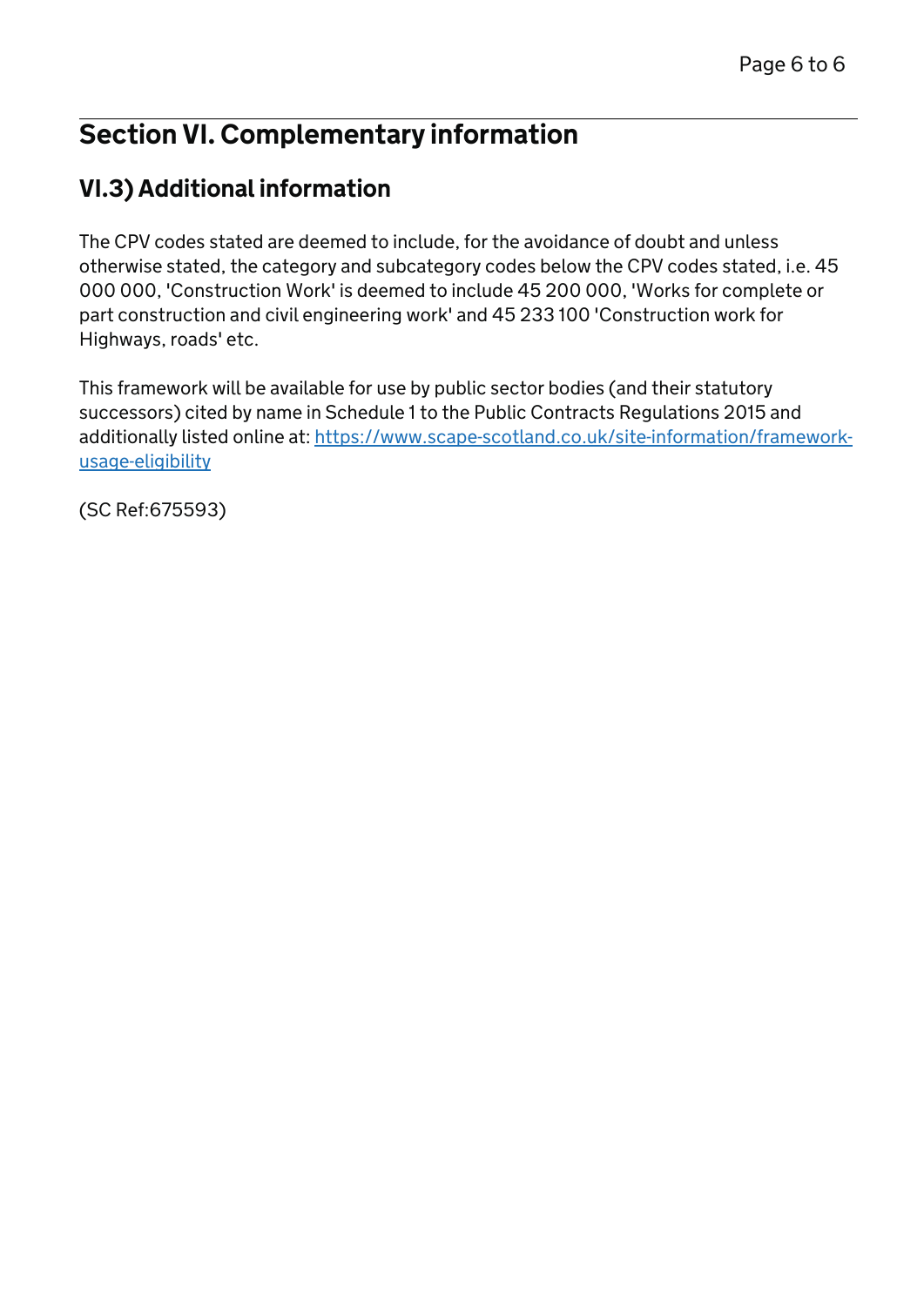## Section VI. Complementary information

### VI.3) Additional information

The CPV codes stated are deemed to include, for the avoidance of doubt and unless otherwise stated, the category and subcategory codes below the CPV codes stated, i.e. 45 000 000, 'Construction Work' is deemed to include 45 200 000, 'Works for complete or part construction and civil engineering work' and 45 233 100 'Construction work for Highways, roads' etc.

This framework will be available for use by public sector bodies (and their statutory successors) cited by name in Schedule 1 to the Public Contracts Regulations 2015 and additionally listed online at: [https://www.scape-scotland.co.uk/site-information/framework-usage-eligibility](https://www.scape-scotland.co.uk/site-information/framework-usage-eligibility)

(SC Ref:675593)